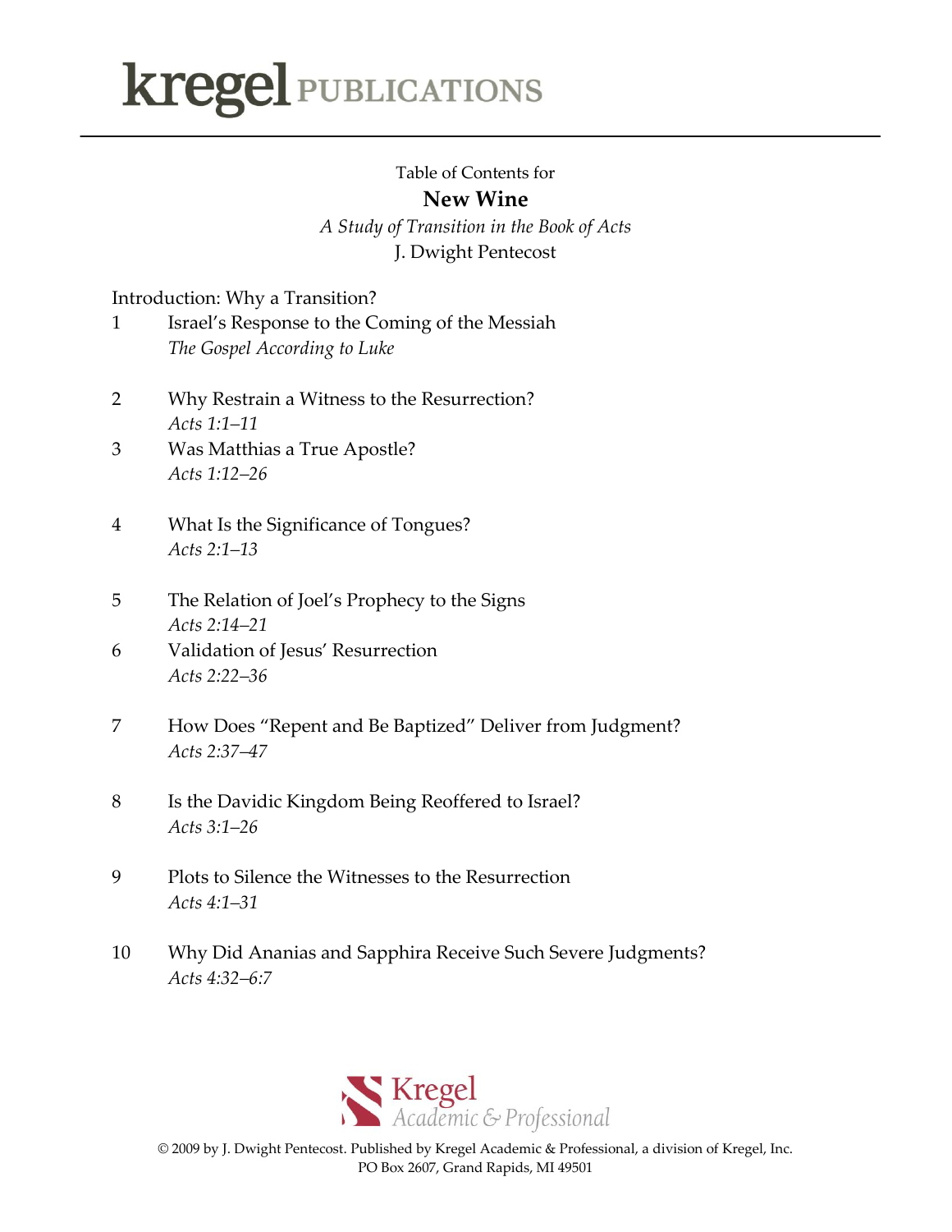kregel PUBLICATIONS

Table of Contents for

# New Wine

*A Study of Transition in the Book of Acts*

J. Dwight Pentecost

Introduction: Why a Transition?

1 Israel's Response to the Coming of the Messiah
*The Gospel According to Luke*

2 Why Restrain a Witness to the Resurrection?
*Acts 1:1–11*

3 Was Matthias a True Apostle?
*Acts 1:12–26*

4 What Is the Significance of Tongues?
*Acts 2:1–13*

5 The Relation of Joel's Prophecy to the Signs
*Acts 2:14–21*

6 Validation of Jesus' Resurrection
*Acts 2:22–36*

7 How Does "Repent and Be Baptized" Deliver from Judgment?
*Acts 2:37–47*

8 Is the Davidic Kingdom Being Reoffered to Israel?
*Acts 3:1–26*

9 Plots to Silence the Witnesses to the Resurrection
*Acts 4:1–31*

10 Why Did Ananias and Sapphira Receive Such Severe Judgments?
*Acts 4:32–6:7*

Kregel Academic & Professional

© 2009 by J. Dwight Pentecost. Published by Kregel Academic & Professional, a division of Kregel, Inc.
PO Box 2607, Grand Rapids, MI 49501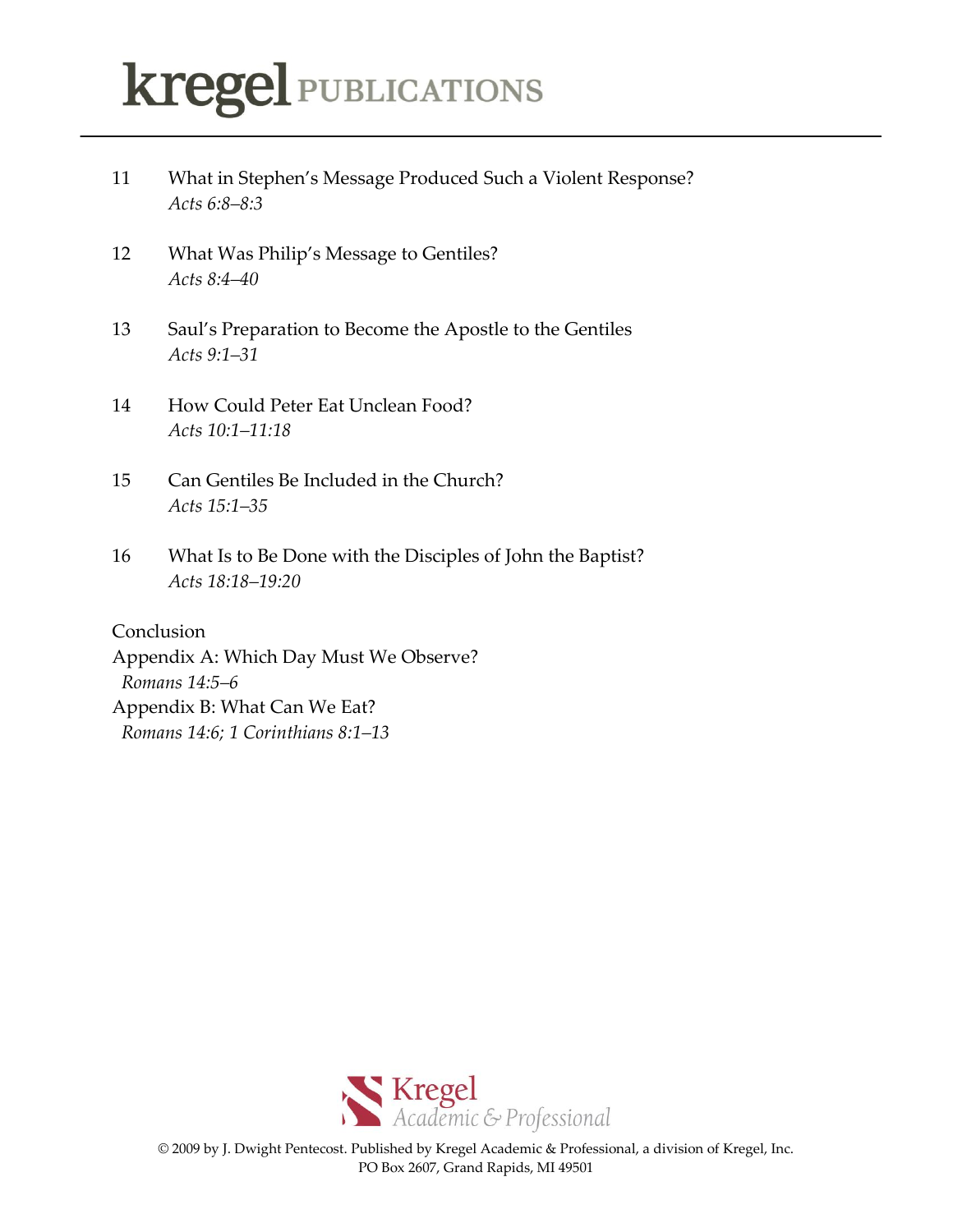11 What in Stephen's Message Produced Such a Violent Response?
*Acts 6:8–8:3*

12 What Was Philip's Message to Gentiles?
*Acts 8:4–40*

13 Saul's Preparation to Become the Apostle to the Gentiles
*Acts 9:1–31*

14 How Could Peter Eat Unclean Food?
*Acts 10:1–11:18*

15 Can Gentiles Be Included in the Church?
*Acts 15:1–35*

16 What Is to Be Done with the Disciples of John the Baptist?
*Acts 18:18–19:20*

Conclusion

Appendix A: Which Day Must We Observe?
*Romans 14:5–6*

Appendix B: What Can We Eat?
*Romans 14:6; 1 Corinthians 8:1–13*

© 2009 by J. Dwight Pentecost. Published by Kregel Academic & Professional, a division of Kregel, Inc.
PO Box 2607, Grand Rapids, MI 49501